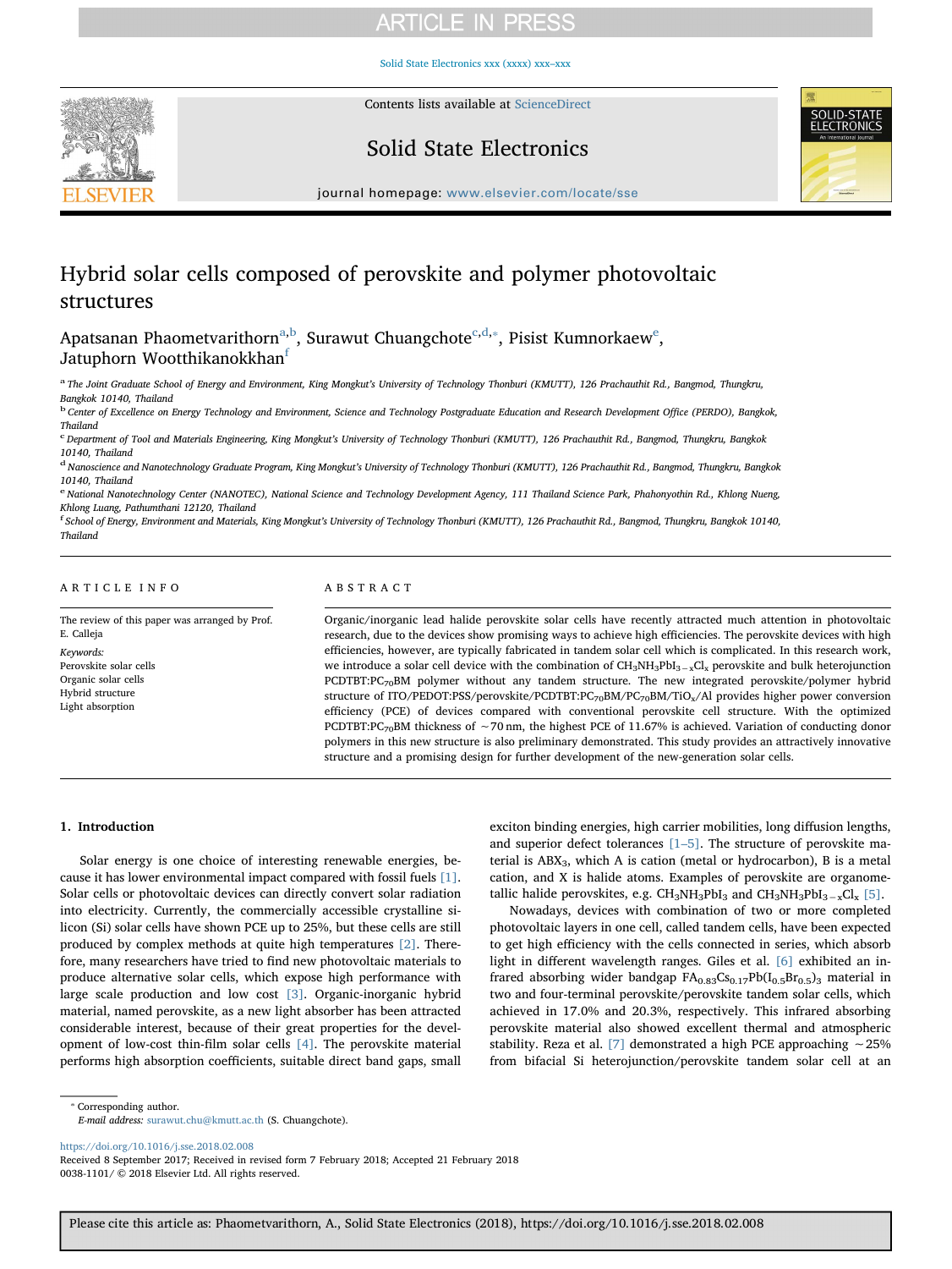# Hybrid solar cells composed of perovskite and polymer photovoltaic structures

Apatsanan Phaometvarithorn[a,b], Surawut Chuangchote[c,d,*], Pisist Kumnorkaew[e], Jatuphorn Wootthikanokkhan[f]

[a] The Joint Graduate School of Energy and Environment, King Mongkut's University of Technology Thonburi (KMUTT), 126 Prachauthit Rd., Bangmod, Thungkru, Bangkok 10140, Thailand

[b] Center of Excellence on Energy Technology and Environment, Science and Technology Postgraduate Education and Research Development Office (PERDO), Bangkok, Thailand

[c] Department of Tool and Materials Engineering, King Mongkut's University of Technology Thonburi (KMUTT), 126 Prachauthit Rd., Bangmod, Thungkru, Bangkok 10140, Thailand

[d] Nanoscience and Nanotechnology Graduate Program, King Mongkut's University of Technology Thonburi (KMUTT), 126 Prachauthit Rd., Bangmod, Thungkru, Bangkok 10140, Thailand

[e] National Nanotechnology Center (NANOTEC), National Science and Technology Development Agency, 111 Thailand Science Park, Phahonyothin Rd., Khlong Nueng, Khlong Luang, Pathumthani 12120, Thailand

[f] School of Energy, Environment and Materials, King Mongkut's University of Technology Thonburi (KMUTT), 126 Prachauthit Rd., Bangmod, Thungkru, Bangkok 10140, Thailand

## ARTICLE INFO

The review of this paper was arranged by Prof. E. Calleja

*Keywords:*
Perovskite solar cells
Organic solar cells
Hybrid structure
Light absorption

## ABSTRACT

Organic/inorganic lead halide perovskite solar cells have recently attracted much attention in photovoltaic research, due to the devices show promising ways to achieve high efficiencies. The perovskite devices with high efficiencies, however, are typically fabricated in tandem solar cell which is complicated. In this research work, we introduce a solar cell device with the combination of $CH_3NH_3PbI_{3-x}Cl_x$ perovskite and bulk heterojunction PCDTBT:$PC_{70}BM$ polymer without any tandem structure. The new integrated perovskite/polymer hybrid structure of ITO/PEDOT:PSS/perovskite/PCDTBT:$PC_{70}BM$/$PC_{70}BM$/$TiO_x$/Al provides higher power conversion efficiency (PCE) of devices compared with conventional perovskite cell structure. With the optimized PCDTBT:$PC_{70}BM$ thickness of ~70 nm, the highest PCE of 11.67% is achieved. Variation of conducting donor polymers in this new structure is also preliminary demonstrated. This study provides an attractively innovative structure and a promising design for further development of the new-generation solar cells.

## 1. Introduction

Solar energy is one choice of interesting renewable energies, because it has lower environmental impact compared with fossil fuels [1]. Solar cells or photovoltaic devices can directly convert solar radiation into electricity. Currently, the commercially accessible crystalline silicon (Si) solar cells have shown PCE up to 25%, but these cells are still produced by complex methods at quite high temperatures [2]. Therefore, many researchers have tried to find new photovoltaic materials to produce alternative solar cells, which expose high performance with large scale production and low cost [3]. Organic-inorganic hybrid material, named perovskite, as a new light absorber has been attracted considerable interest, because of their great properties for the development of low-cost thin-film solar cells [4]. The perovskite material performs high absorption coefficients, suitable direct band gaps, small exciton binding energies, high carrier mobilities, long diffusion lengths, and superior defect tolerances [1–5]. The structure of perovskite material is $ABX_3$, which A is cation (metal or hydrocarbon), B is a metal cation, and X is halide atoms. Examples of perovskite are organometallic halide perovskites, e.g. $CH_3NH_3PbI_3$ and $CH_3NH_3PbI_{3-x}Cl_x$ [5].

Nowadays, devices with combination of two or more completed photovoltaic layers in one cell, called tandem cells, have been expected to get high efficiency with the cells connected in series, which absorb light in different wavelength ranges. Giles et al. [6] exhibited an infrared absorbing wider bandgap $FA_{0.83}Cs_{0.17}Pb(I_{0.5}Br_{0.5})_3$ material in two and four-terminal perovskite/perovskite tandem solar cells, which achieved in 17.0% and 20.3%, respectively. This infrared absorbing perovskite material also showed excellent thermal and atmospheric stability. Reza et al. [7] demonstrated a high PCE approaching ~25% from bifacial Si heterojunction/perovskite tandem solar cell at an

\* Corresponding author.
*E-mail address:* surawut.chu@kmutt.ac.th (S. Chuangchote).

https://doi.org/10.1016/j.sse.2018.02.008
Received 8 September 2017; Received in revised form 7 February 2018; Accepted 21 February 2018
0038-1101/ © 2018 Elsevier Ltd. All rights reserved.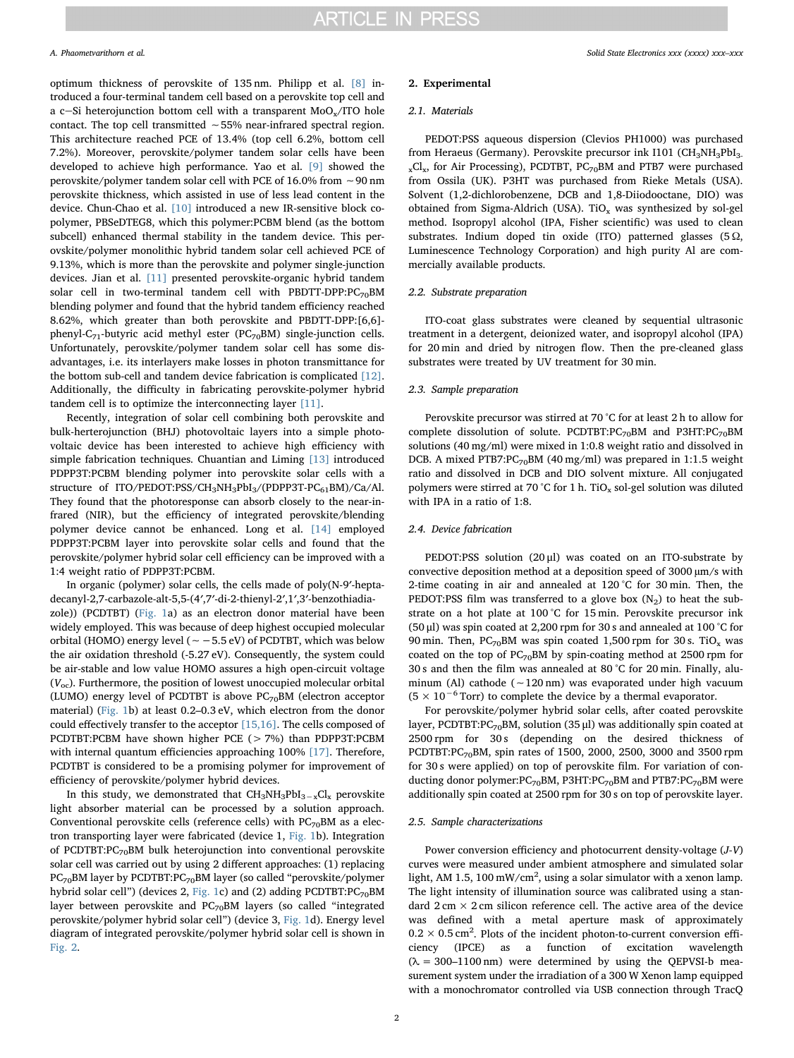optimum thickness of perovskite of 135 nm. Philipp et al. [8] introduced a four-terminal tandem cell based on a perovskite top cell and a c−Si heterojunction bottom cell with a transparent $MoO_x$/ITO hole contact. The top cell transmitted ∼55% near-infrared spectral region. This architecture reached PCE of 13.4% (top cell 6.2%, bottom cell 7.2%). Moreover, perovskite/polymer tandem solar cells have been developed to achieve high performance. Yao et al. [9] showed the perovskite/polymer tandem solar cell with PCE of 16.0% from ∼90 nm perovskite thickness, which assisted in use of less lead content in the device. Chun-Chao et al. [10] introduced a new IR-sensitive block copolymer, PBSeDTEG8, which this polymer:PCBM blend (as the bottom subcell) enhanced thermal stability in the tandem device. This perovskite/polymer monolithic hybrid tandem solar cell achieved PCE of 9.13%, which is more than the perovskite and polymer single-junction devices. Jian et al. [11] presented perovskite-organic hybrid tandem solar cell in two-terminal tandem cell with PBDTT-DPP:$PC_{70}BM$ blending polymer and found that the hybrid tandem efficiency reached 8.62%, which greater than both perovskite and PBDTT-DPP:[6,6]-phenyl-$C_{71}$-butyric acid methyl ester ($PC_{70}BM$) single-junction cells. Unfortunately, perovskite/polymer tandem solar cell has some disadvantages, i.e. its interlayers make losses in photon transmittance for the bottom sub-cell and tandem device fabrication is complicated [12]. Additionally, the difficulty in fabricating perovskite-polymer hybrid tandem cell is to optimize the interconnecting layer [11].

Recently, integration of solar cell combining both perovskite and bulk-herterojunction (BHJ) photovoltaic layers into a simple photovoltaic device has been interested to achieve high efficiency with simple fabrication techniques. Chuantian and Liming [13] introduced PDPP3T:PCBM blending polymer into perovskite solar cells with a structure of ITO/PEDOT:PSS/$CH_3NH_3PbI_3$/(PDPP3T-$PC_{61}BM$)/Ca/Al. They found that the photoresponse can absorb closely to the near-infrared (NIR), but the efficiency of integrated perovskite/blending polymer device cannot be enhanced. Long et al. [14] employed PDPP3T:PCBM layer into perovskite solar cells and found that the perovskite/polymer hybrid solar cell efficiency can be improved with a 1:4 weight ratio of PDPP3T:PCBM.

In organic (polymer) solar cells, the cells made of poly(N-9′-heptadecanyl-2,7-carbazole-alt-5,5-(4′,7′-di-2-thienyl-2′,1′,3′-benzothiadiazole)) (PCDTBT) (Fig. 1a) as an electron donor material have been widely employed. This was because of deep highest occupied molecular orbital (HOMO) energy level (∼ −5.5 eV) of PCDTBT, which was below the air oxidation threshold (-5.27 eV). Consequently, the system could be air-stable and low value HOMO assures a high open-circuit voltage ($V_{oc}$). Furthermore, the position of lowest unoccupied molecular orbital (LUMO) energy level of PCDTBT is above $PC_{70}BM$ (electron acceptor material) (Fig. 1b) at least 0.2–0.3 eV, which electron from the donor could effectively transfer to the acceptor [15,16]. The cells composed of PCDTBT:PCBM have shown higher PCE (> 7%) than PDPP3T:PCBM with internal quantum efficiencies approaching 100% [17]. Therefore, PCDTBT is considered to be a promising polymer for improvement of efficiency of perovskite/polymer hybrid devices.

In this study, we demonstrated that $CH_3NH_3PbI_{3-x}Cl_x$ perovskite light absorber material can be processed by a solution approach. Conventional perovskite cells (reference cells) with $PC_{70}BM$ as a electron transporting layer were fabricated (device 1, Fig. 1b). Integration of PCDTBT:$PC_{70}BM$ bulk heterojunction into conventional perovskite solar cell was carried out by using 2 different approaches: (1) replacing $PC_{70}BM$ layer by PCDTBT:$PC_{70}BM$ layer (so called "perovskite/polymer hybrid solar cell") (devices 2, Fig. 1c) and (2) adding PCDTBT:$PC_{70}BM$ layer between perovskite and $PC_{70}BM$ layers (so called "integrated perovskite/polymer hybrid solar cell") (device 3, Fig. 1d). Energy level diagram of integrated perovskite/polymer hybrid solar cell is shown in Fig. 2.

## 2. Experimental

### 2.1. Materials

PEDOT:PSS aqueous dispersion (Clevios PH1000) was purchased from Heraeus (Germany). Perovskite precursor ink I101 ($CH_3NH_3PbI_{3-x}Cl_x$, for Air Processing), PCDTBT, $PC_{70}BM$ and PTB7 were purchased from Ossila (UK). P3HT was purchased from Rieke Metals (USA). Solvent (1,2-dichlorobenzene, DCB and 1,8-Diiodooctane, DIO) was obtained from Sigma-Aldrich (USA). $TiO_x$ was synthesized by sol-gel method. Isopropyl alcohol (IPA, Fisher scientific) was used to clean substrates. Indium doped tin oxide (ITO) patterned glasses (5 Ω, Luminescence Technology Corporation) and high purity Al are commercially available products.

### 2.2. Substrate preparation

ITO-coat glass substrates were cleaned by sequential ultrasonic treatment in a detergent, deionized water, and isopropyl alcohol (IPA) for 20 min and dried by nitrogen flow. Then the pre-cleaned glass substrates were treated by UV treatment for 30 min.

### 2.3. Sample preparation

Perovskite precursor was stirred at 70 °C for at least 2 h to allow for complete dissolution of solute. PCDTBT:$PC_{70}BM$ and P3HT:$PC_{70}BM$ solutions (40 mg/ml) were mixed in 1:0.8 weight ratio and dissolved in DCB. A mixed PTB7:$PC_{70}BM$ (40 mg/ml) was prepared in 1:1.5 weight ratio and dissolved in DCB and DIO solvent mixture. All conjugated polymers were stirred at 70 °C for 1 h. $TiO_x$ sol-gel solution was diluted with IPA in a ratio of 1:8.

### 2.4. Device fabrication

PEDOT:PSS solution (20 μl) was coated on an ITO-substrate by convective deposition method at a deposition speed of 3000 μm/s with 2-time coating in air and annealed at 120 °C for 30 min. Then, the PEDOT:PSS film was transferred to a glove box ($N_2$) to heat the substrate on a hot plate at 100 °C for 15 min. Perovskite precursor ink (50 μl) was spin coated at 2,200 rpm for 30 s and annealed at 100 °C for 90 min. Then, $PC_{70}BM$ was spin coated 1,500 rpm for 30 s. $TiO_x$ was coated on the top of $PC_{70}BM$ by spin-coating method at 2500 rpm for 30 s and then the film was annealed at 80 °C for 20 min. Finally, aluminum (Al) cathode (∼120 nm) was evaporated under high vacuum ($5 \times 10^{-6}$ Torr) to complete the device by a thermal evaporator.

For perovskite/polymer hybrid solar cells, after coated perovskite layer, PCDTBT:$PC_{70}BM$, solution (35 μl) was additionally spin coated at 2500 rpm for 30 s (depending on the desired thickness of PCDTBT:$PC_{70}BM$, spin rates of 1500, 2000, 2500, 3000 and 3500 rpm for 30 s were applied) on top of perovskite film. For variation of conducting donor polymer:$PC_{70}BM$, P3HT:$PC_{70}BM$ and PTB7:$PC_{70}BM$ were additionally spin coated at 2500 rpm for 30 s on top of perovskite layer.

### 2.5. Sample characterizations

Power conversion efficiency and photocurrent density-voltage (*J-V*) curves were measured under ambient atmosphere and simulated solar light, AM 1.5, 100 mW/cm$^2$, using a solar simulator with a xenon lamp. The light intensity of illumination source was calibrated using a standard 2 cm × 2 cm silicon reference cell. The active area of the device was defined with a metal aperture mask of approximately $0.2 \times 0.5$ cm$^2$. Plots of the incident photon-to-current conversion efficiency (IPCE) as a function of excitation wavelength (λ = 300–1100 nm) were determined by using the QEPVSI-b measurement system under the irradiation of a 300 W Xenon lamp equipped with a monochromator controlled via USB connection through TracQ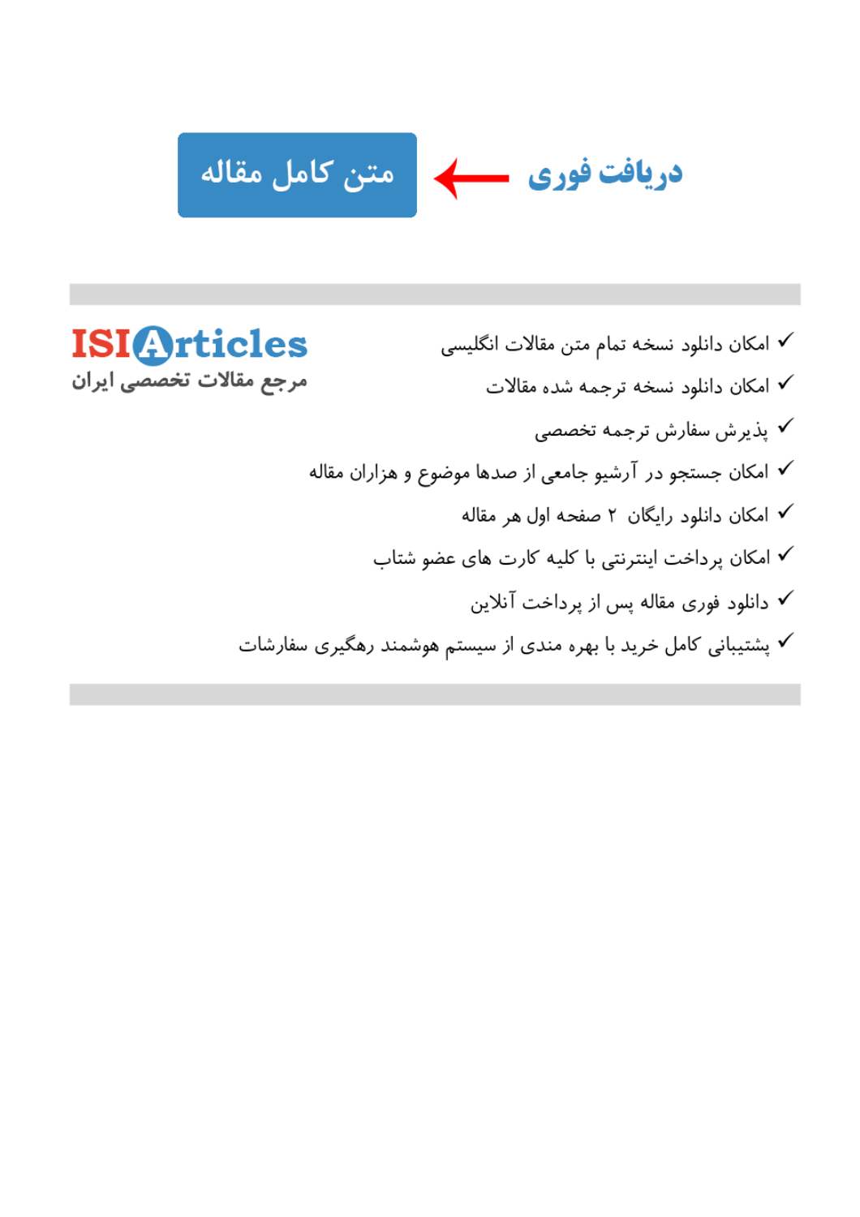دریافت فوری ← متن کامل مقاله

**ISIArticles**
مرجع مقالات تخصصی ایران

- ✓ امکان دانلود نسخه تمام متن مقالات انگلیسی
- ✓ امکان دانلود نسخه ترجمه شده مقالات
- ✓ پذیرش سفارش ترجمه تخصصی
- ✓ امکان جستجو در آرشیو جامعی از صدها موضوع و هزاران مقاله
- ✓ امکان دانلود رایگان ۲ صفحه اول هر مقاله
- ✓ امکان پرداخت اینترنتی با کلیه کارت های عضو شتاب
- ✓ دانلود فوری مقاله پس از پرداخت آنلاین
- ✓ پشتیبانی کامل خرید با بهره مندی از سیستم هوشمند رهگیری سفارشات